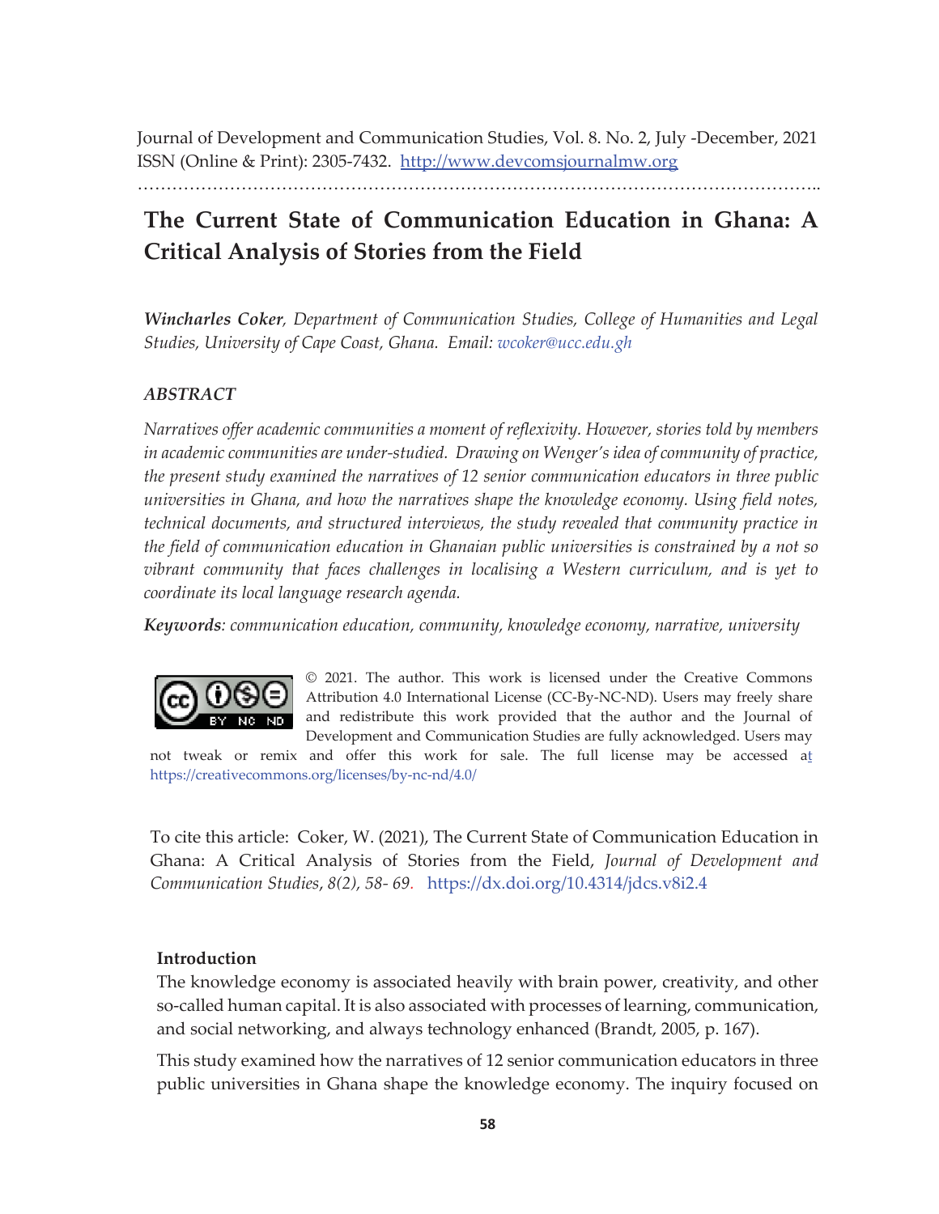Journal of Development and Communication Studies, Vol. 8. No. 2, July -December, 2021
ISSN (Online & Print): 2305-7432. http://www.devcomsjournalmw.org

# The Current State of Communication Education in Ghana: A Critical Analysis of Stories from the Field

***Wincharles Coker**, Department of Communication Studies, College of Humanities and Legal Studies, University of Cape Coast, Ghana. Email: wcoker@ucc.edu.gh*

### *ABSTRACT*

*Narratives offer academic communities a moment of reflexivity. However, stories told by members in academic communities are under-studied. Drawing on Wenger's idea of community of practice, the present study examined the narratives of 12 senior communication educators in three public universities in Ghana, and how the narratives shape the knowledge economy. Using field notes, technical documents, and structured interviews, the study revealed that community practice in the field of communication education in Ghanaian public universities is constrained by a not so vibrant community that faces challenges in localising a Western curriculum, and is yet to coordinate its local language research agenda.*

***Keywords**: communication education, community, knowledge economy, narrative, university*

© 2021. The author. This work is licensed under the Creative Commons Attribution 4.0 International License (CC-By-NC-ND). Users may freely share and redistribute this work provided that the author and the Journal of Development and Communication Studies are fully acknowledged. Users may not tweak or remix and offer this work for sale. The full license may be accessed at https://creativecommons.org/licenses/by-nc-nd/4.0/

To cite this article: Coker, W. (2021), The Current State of Communication Education in Ghana: A Critical Analysis of Stories from the Field, *Journal of Development and Communication Studies*, *8(2), 58- 69*. https://dx.doi.org/10.4314/jdcs.v8i2.4

## Introduction

The knowledge economy is associated heavily with brain power, creativity, and other so-called human capital. It is also associated with processes of learning, communication, and social networking, and always technology enhanced (Brandt, 2005, p. 167).

This study examined how the narratives of 12 senior communication educators in three public universities in Ghana shape the knowledge economy. The inquiry focused on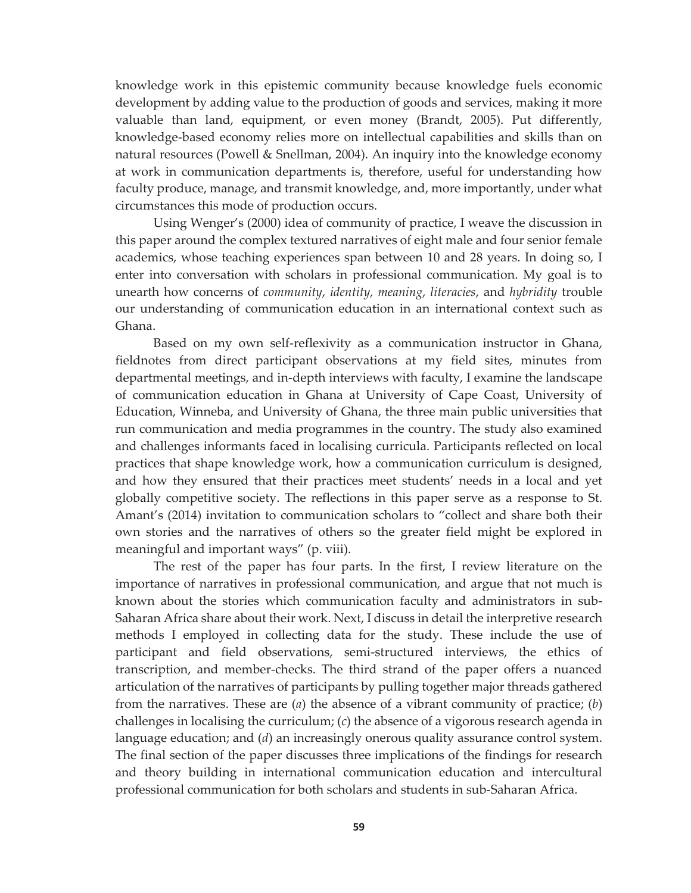knowledge work in this epistemic community because knowledge fuels economic development by adding value to the production of goods and services, making it more valuable than land, equipment, or even money (Brandt, 2005). Put differently, knowledge-based economy relies more on intellectual capabilities and skills than on natural resources (Powell & Snellman, 2004). An inquiry into the knowledge economy at work in communication departments is, therefore, useful for understanding how faculty produce, manage, and transmit knowledge, and, more importantly, under what circumstances this mode of production occurs.

Using Wenger's (2000) idea of community of practice, I weave the discussion in this paper around the complex textured narratives of eight male and four senior female academics, whose teaching experiences span between 10 and 28 years. In doing so, I enter into conversation with scholars in professional communication. My goal is to unearth how concerns of *community*, *identity, meaning*, *literacies*, and *hybridity* trouble our understanding of communication education in an international context such as Ghana.

Based on my own self-reflexivity as a communication instructor in Ghana, fieldnotes from direct participant observations at my field sites, minutes from departmental meetings, and in-depth interviews with faculty, I examine the landscape of communication education in Ghana at University of Cape Coast, University of Education, Winneba, and University of Ghana, the three main public universities that run communication and media programmes in the country. The study also examined and challenges informants faced in localising curricula. Participants reflected on local practices that shape knowledge work, how a communication curriculum is designed, and how they ensured that their practices meet students' needs in a local and yet globally competitive society. The reflections in this paper serve as a response to St. Amant's (2014) invitation to communication scholars to "collect and share both their own stories and the narratives of others so the greater field might be explored in meaningful and important ways" (p. viii).

The rest of the paper has four parts. In the first, I review literature on the importance of narratives in professional communication, and argue that not much is known about the stories which communication faculty and administrators in sub-Saharan Africa share about their work. Next, I discuss in detail the interpretive research methods I employed in collecting data for the study. These include the use of participant and field observations, semi-structured interviews, the ethics of transcription, and member-checks. The third strand of the paper offers a nuanced articulation of the narratives of participants by pulling together major threads gathered from the narratives. These are (*a*) the absence of a vibrant community of practice; (*b*) challenges in localising the curriculum; (*c*) the absence of a vigorous research agenda in language education; and (*d*) an increasingly onerous quality assurance control system. The final section of the paper discusses three implications of the findings for research and theory building in international communication education and intercultural professional communication for both scholars and students in sub-Saharan Africa.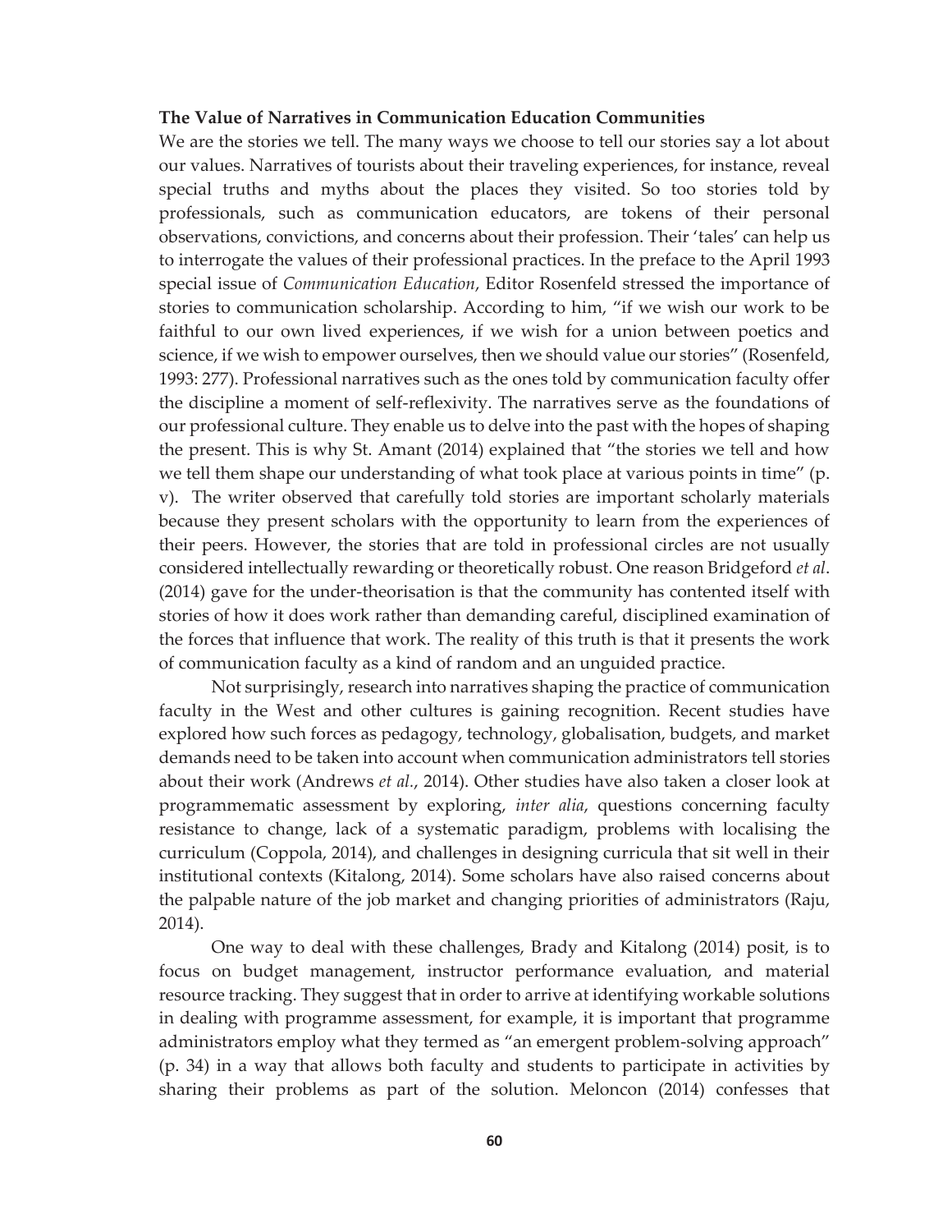**The Value of Narratives in Communication Education Communities**

We are the stories we tell. The many ways we choose to tell our stories say a lot about our values. Narratives of tourists about their traveling experiences, for instance, reveal special truths and myths about the places they visited. So too stories told by professionals, such as communication educators, are tokens of their personal observations, convictions, and concerns about their profession. Their 'tales' can help us to interrogate the values of their professional practices. In the preface to the April 1993 special issue of *Communication Education*, Editor Rosenfeld stressed the importance of stories to communication scholarship. According to him, "if we wish our work to be faithful to our own lived experiences, if we wish for a union between poetics and science, if we wish to empower ourselves, then we should value our stories" (Rosenfeld, 1993: 277). Professional narratives such as the ones told by communication faculty offer the discipline a moment of self-reflexivity. The narratives serve as the foundations of our professional culture. They enable us to delve into the past with the hopes of shaping the present. This is why St. Amant (2014) explained that "the stories we tell and how we tell them shape our understanding of what took place at various points in time" (p. v). The writer observed that carefully told stories are important scholarly materials because they present scholars with the opportunity to learn from the experiences of their peers. However, the stories that are told in professional circles are not usually considered intellectually rewarding or theoretically robust. One reason Bridgeford *et al*. (2014) gave for the under-theorisation is that the community has contented itself with stories of how it does work rather than demanding careful, disciplined examination of the forces that influence that work. The reality of this truth is that it presents the work of communication faculty as a kind of random and an unguided practice.

Not surprisingly, research into narratives shaping the practice of communication faculty in the West and other cultures is gaining recognition. Recent studies have explored how such forces as pedagogy, technology, globalisation, budgets, and market demands need to be taken into account when communication administrators tell stories about their work (Andrews *et al.*, 2014). Other studies have also taken a closer look at programmematic assessment by exploring, *inter alia*, questions concerning faculty resistance to change, lack of a systematic paradigm, problems with localising the curriculum (Coppola, 2014), and challenges in designing curricula that sit well in their institutional contexts (Kitalong, 2014). Some scholars have also raised concerns about the palpable nature of the job market and changing priorities of administrators (Raju, 2014).

One way to deal with these challenges, Brady and Kitalong (2014) posit, is to focus on budget management, instructor performance evaluation, and material resource tracking. They suggest that in order to arrive at identifying workable solutions in dealing with programme assessment, for example, it is important that programme administrators employ what they termed as "an emergent problem-solving approach" (p. 34) in a way that allows both faculty and students to participate in activities by sharing their problems as part of the solution. Meloncon (2014) confesses that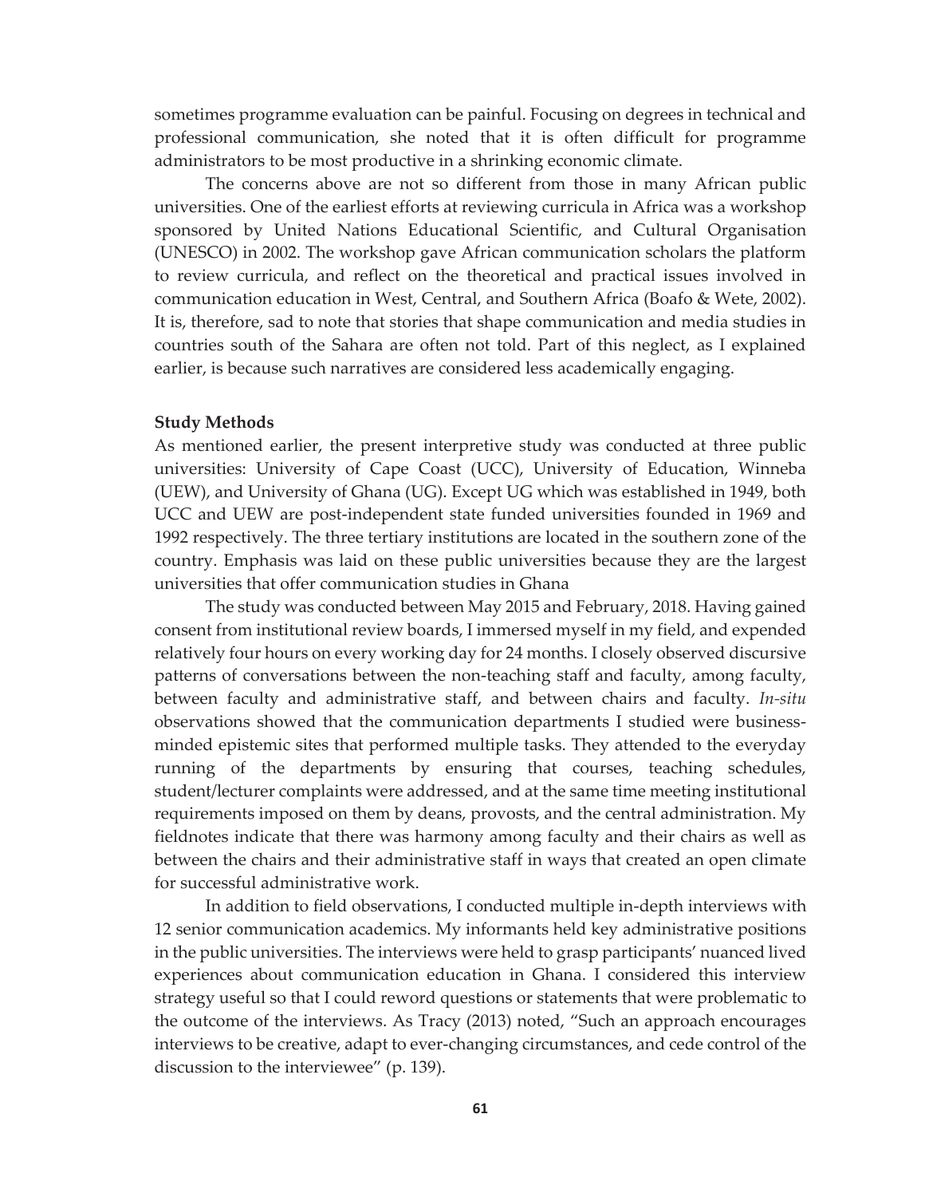sometimes programme evaluation can be painful. Focusing on degrees in technical and professional communication, she noted that it is often difficult for programme administrators to be most productive in a shrinking economic climate.

The concerns above are not so different from those in many African public universities. One of the earliest efforts at reviewing curricula in Africa was a workshop sponsored by United Nations Educational Scientific, and Cultural Organisation (UNESCO) in 2002. The workshop gave African communication scholars the platform to review curricula, and reflect on the theoretical and practical issues involved in communication education in West, Central, and Southern Africa (Boafo & Wete, 2002). It is, therefore, sad to note that stories that shape communication and media studies in countries south of the Sahara are often not told. Part of this neglect, as I explained earlier, is because such narratives are considered less academically engaging.

**Study Methods**

As mentioned earlier, the present interpretive study was conducted at three public universities: University of Cape Coast (UCC), University of Education, Winneba (UEW), and University of Ghana (UG). Except UG which was established in 1949, both UCC and UEW are post-independent state funded universities founded in 1969 and 1992 respectively. The three tertiary institutions are located in the southern zone of the country. Emphasis was laid on these public universities because they are the largest universities that offer communication studies in Ghana

The study was conducted between May 2015 and February, 2018. Having gained consent from institutional review boards, I immersed myself in my field, and expended relatively four hours on every working day for 24 months. I closely observed discursive patterns of conversations between the non-teaching staff and faculty, among faculty, between faculty and administrative staff, and between chairs and faculty. *In-situ* observations showed that the communication departments I studied were business-minded epistemic sites that performed multiple tasks. They attended to the everyday running of the departments by ensuring that courses, teaching schedules, student/lecturer complaints were addressed, and at the same time meeting institutional requirements imposed on them by deans, provosts, and the central administration. My fieldnotes indicate that there was harmony among faculty and their chairs as well as between the chairs and their administrative staff in ways that created an open climate for successful administrative work.

In addition to field observations, I conducted multiple in-depth interviews with 12 senior communication academics. My informants held key administrative positions in the public universities. The interviews were held to grasp participants' nuanced lived experiences about communication education in Ghana. I considered this interview strategy useful so that I could reword questions or statements that were problematic to the outcome of the interviews. As Tracy (2013) noted, "Such an approach encourages interviews to be creative, adapt to ever-changing circumstances, and cede control of the discussion to the interviewee" (p. 139).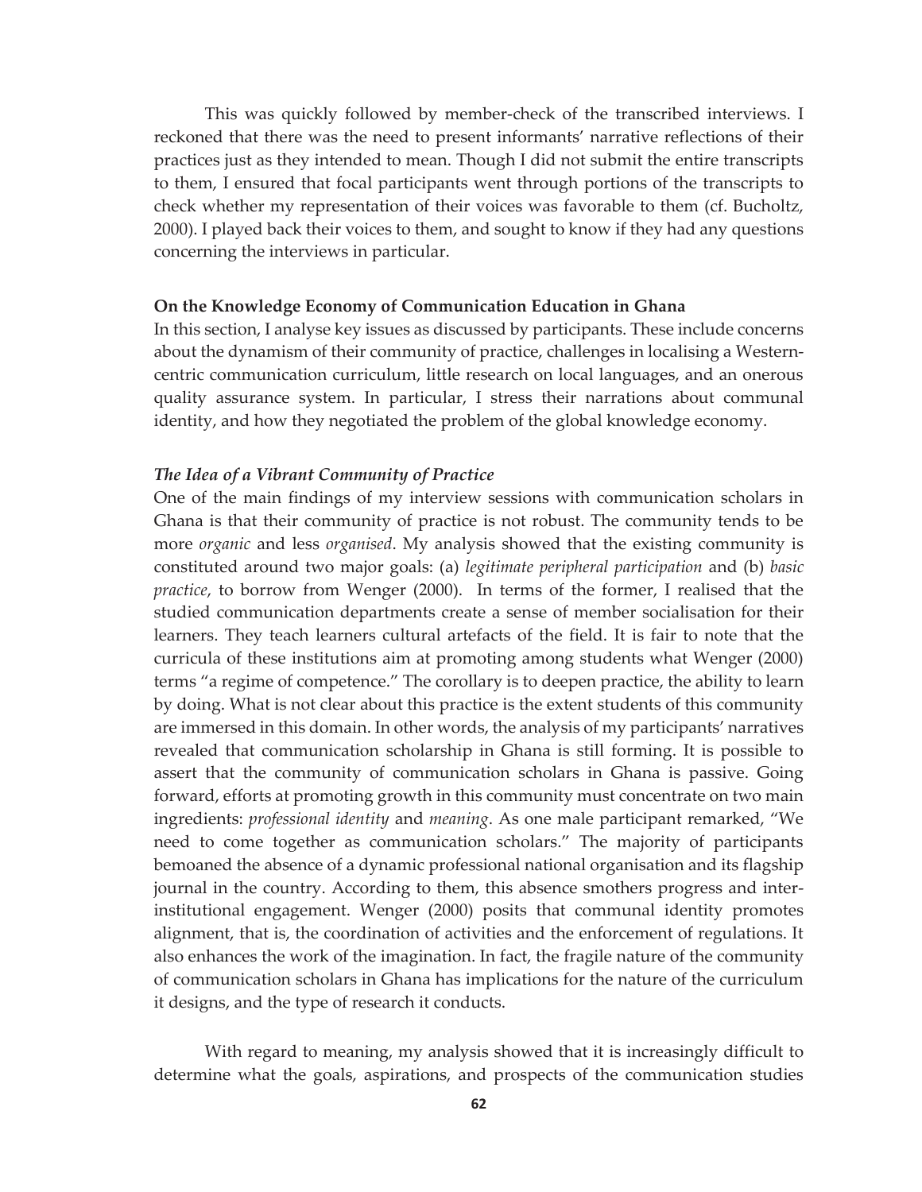This was quickly followed by member-check of the transcribed interviews. I reckoned that there was the need to present informants' narrative reflections of their practices just as they intended to mean. Though I did not submit the entire transcripts to them, I ensured that focal participants went through portions of the transcripts to check whether my representation of their voices was favorable to them (cf. Bucholtz, 2000). I played back their voices to them, and sought to know if they had any questions concerning the interviews in particular.

## On the Knowledge Economy of Communication Education in Ghana

In this section, I analyse key issues as discussed by participants. These include concerns about the dynamism of their community of practice, challenges in localising a Western-centric communication curriculum, little research on local languages, and an onerous quality assurance system. In particular, I stress their narrations about communal identity, and how they negotiated the problem of the global knowledge economy.

### *The Idea of a Vibrant Community of Practice*

One of the main findings of my interview sessions with communication scholars in Ghana is that their community of practice is not robust. The community tends to be more *organic* and less *organised*. My analysis showed that the existing community is constituted around two major goals: (a) *legitimate peripheral participation* and (b) *basic practice*, to borrow from Wenger (2000). In terms of the former, I realised that the studied communication departments create a sense of member socialisation for their learners. They teach learners cultural artefacts of the field. It is fair to note that the curricula of these institutions aim at promoting among students what Wenger (2000) terms "a regime of competence." The corollary is to deepen practice, the ability to learn by doing. What is not clear about this practice is the extent students of this community are immersed in this domain. In other words, the analysis of my participants' narratives revealed that communication scholarship in Ghana is still forming. It is possible to assert that the community of communication scholars in Ghana is passive. Going forward, efforts at promoting growth in this community must concentrate on two main ingredients: *professional identity* and *meaning*. As one male participant remarked, "We need to come together as communication scholars." The majority of participants bemoaned the absence of a dynamic professional national organisation and its flagship journal in the country. According to them, this absence smothers progress and inter-institutional engagement. Wenger (2000) posits that communal identity promotes alignment, that is, the coordination of activities and the enforcement of regulations. It also enhances the work of the imagination. In fact, the fragile nature of the community of communication scholars in Ghana has implications for the nature of the curriculum it designs, and the type of research it conducts.

With regard to meaning, my analysis showed that it is increasingly difficult to determine what the goals, aspirations, and prospects of the communication studies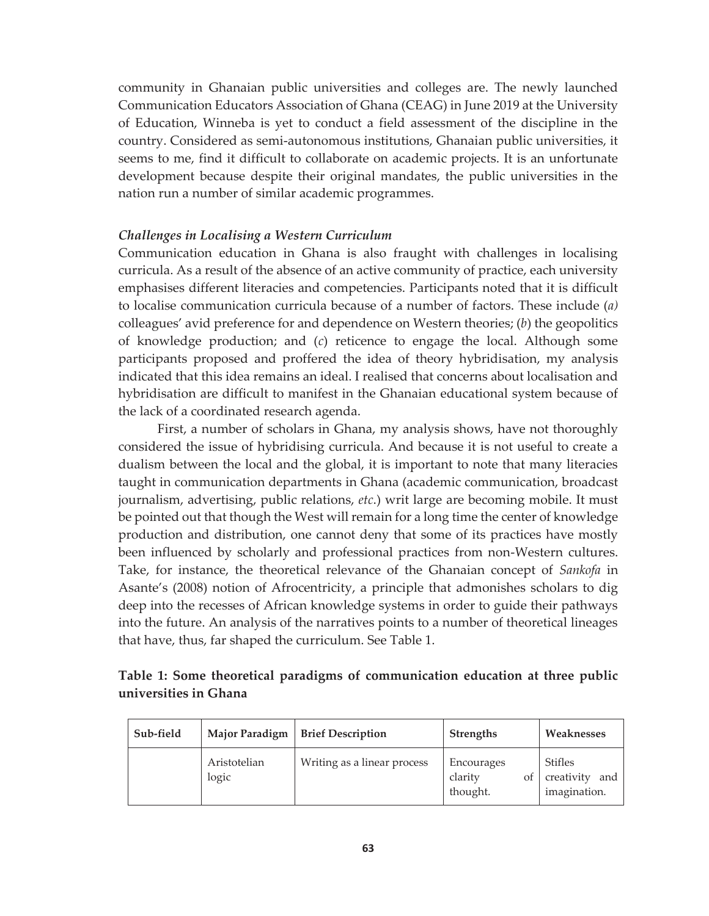community in Ghanaian public universities and colleges are. The newly launched Communication Educators Association of Ghana (CEAG) in June 2019 at the University of Education, Winneba is yet to conduct a field assessment of the discipline in the country. Considered as semi-autonomous institutions, Ghanaian public universities, it seems to me, find it difficult to collaborate on academic projects. It is an unfortunate development because despite their original mandates, the public universities in the nation run a number of similar academic programmes.

### *Challenges in Localising a Western Curriculum*

Communication education in Ghana is also fraught with challenges in localising curricula. As a result of the absence of an active community of practice, each university emphasises different literacies and competencies. Participants noted that it is difficult to localise communication curricula because of a number of factors. These include (*a)* colleagues' avid preference for and dependence on Western theories; (*b*) the geopolitics of knowledge production; and (*c*) reticence to engage the local. Although some participants proposed and proffered the idea of theory hybridisation, my analysis indicated that this idea remains an ideal. I realised that concerns about localisation and hybridisation are difficult to manifest in the Ghanaian educational system because of the lack of a coordinated research agenda.

First, a number of scholars in Ghana, my analysis shows, have not thoroughly considered the issue of hybridising curricula. And because it is not useful to create a dualism between the local and the global, it is important to note that many literacies taught in communication departments in Ghana (academic communication, broadcast journalism, advertising, public relations, *etc*.) writ large are becoming mobile. It must be pointed out that though the West will remain for a long time the center of knowledge production and distribution, one cannot deny that some of its practices have mostly been influenced by scholarly and professional practices from non-Western cultures. Take, for instance, the theoretical relevance of the Ghanaian concept of *Sankofa* in Asante's (2008) notion of Afrocentricity, a principle that admonishes scholars to dig deep into the recesses of African knowledge systems in order to guide their pathways into the future. An analysis of the narratives points to a number of theoretical lineages that have, thus, far shaped the curriculum. See Table 1.

**Table 1: Some theoretical paradigms of communication education at three public universities in Ghana**

| Sub-field | Major Paradigm | Brief Description | Strengths | Weaknesses |
|---|---|---|---|---|
| | Aristotelian logic | Writing as a linear process | Encourages clarity of thought. | Stifles creativity and imagination. |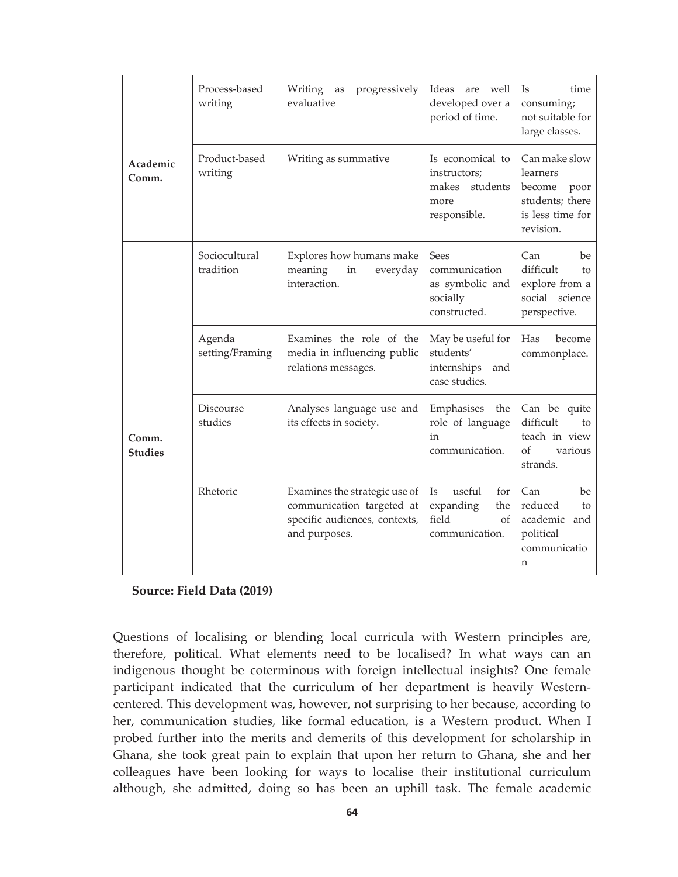| | | | | |
|---|---|---|---|---|
| **Academic Comm.** | Process-based writing | Writing as progressively evaluative | Ideas are well developed over a period of time. | Is time consuming; not suitable for large classes. |
| | Product-based writing | Writing as summative | Is economical to instructors; makes students more responsible. | Can make slow learners become poor students; there is less time for revision. |
| **Comm. Studies** | Sociocultural tradition | Explores how humans make meaning in everyday interaction. | Sees communication as symbolic and socially constructed. | Can be difficult to explore from a social science perspective. |
| | Agenda setting/Framing | Examines the role of the media in influencing public relations messages. | May be useful for students' internships and case studies. | Has become commonplace. |
| | Discourse studies | Analyses language use and its effects in society. | Emphasises the role of language in communication. | Can be quite difficult to teach in view of various strands. |
| | Rhetoric | Examines the strategic use of communication targeted at specific audiences, contexts, and purposes. | Is useful for expanding the field of communication. | Can be reduced to academic and political communication |

**Source: Field Data (2019)**

Questions of localising or blending local curricula with Western principles are, therefore, political. What elements need to be localised? In what ways can an indigenous thought be coterminous with foreign intellectual insights? One female participant indicated that the curriculum of her department is heavily Western-centered. This development was, however, not surprising to her because, according to her, communication studies, like formal education, is a Western product. When I probed further into the merits and demerits of this development for scholarship in Ghana, she took great pain to explain that upon her return to Ghana, she and her colleagues have been looking for ways to localise their institutional curriculum although, she admitted, doing so has been an uphill task. The female academic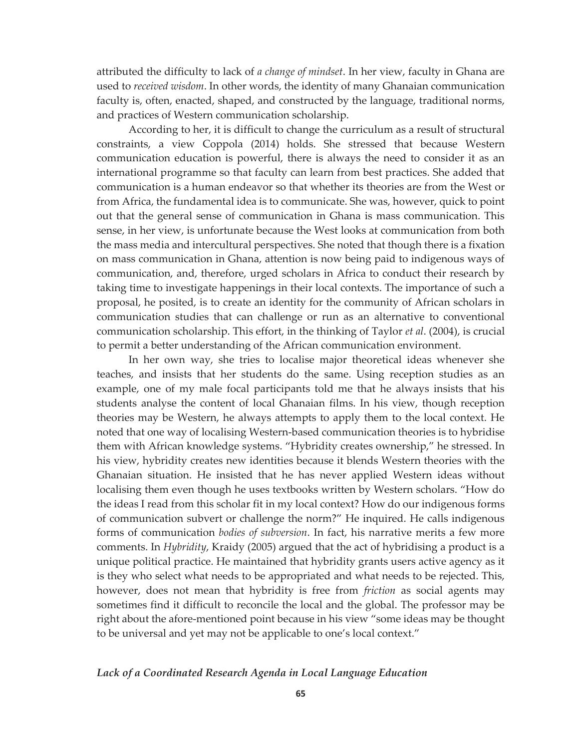attributed the difficulty to lack of *a change of mindset*. In her view, faculty in Ghana are used to *received wisdom*. In other words, the identity of many Ghanaian communication faculty is, often, enacted, shaped, and constructed by the language, traditional norms, and practices of Western communication scholarship.

According to her, it is difficult to change the curriculum as a result of structural constraints, a view Coppola (2014) holds. She stressed that because Western communication education is powerful, there is always the need to consider it as an international programme so that faculty can learn from best practices. She added that communication is a human endeavor so that whether its theories are from the West or from Africa, the fundamental idea is to communicate. She was, however, quick to point out that the general sense of communication in Ghana is mass communication. This sense, in her view, is unfortunate because the West looks at communication from both the mass media and intercultural perspectives. She noted that though there is a fixation on mass communication in Ghana, attention is now being paid to indigenous ways of communication, and, therefore, urged scholars in Africa to conduct their research by taking time to investigate happenings in their local contexts. The importance of such a proposal, he posited, is to create an identity for the community of African scholars in communication studies that can challenge or run as an alternative to conventional communication scholarship. This effort, in the thinking of Taylor *et al*. (2004), is crucial to permit a better understanding of the African communication environment.

In her own way, she tries to localise major theoretical ideas whenever she teaches, and insists that her students do the same. Using reception studies as an example, one of my male focal participants told me that he always insists that his students analyse the content of local Ghanaian films. In his view, though reception theories may be Western, he always attempts to apply them to the local context. He noted that one way of localising Western-based communication theories is to hybridise them with African knowledge systems. "Hybridity creates ownership," he stressed. In his view, hybridity creates new identities because it blends Western theories with the Ghanaian situation. He insisted that he has never applied Western ideas without localising them even though he uses textbooks written by Western scholars. "How do the ideas I read from this scholar fit in my local context? How do our indigenous forms of communication subvert or challenge the norm?" He inquired. He calls indigenous forms of communication *bodies of subversion*. In fact, his narrative merits a few more comments. In *Hybridity*, Kraidy (2005) argued that the act of hybridising a product is a unique political practice. He maintained that hybridity grants users active agency as it is they who select what needs to be appropriated and what needs to be rejected. This, however, does not mean that hybridity is free from *friction* as social agents may sometimes find it difficult to reconcile the local and the global. The professor may be right about the afore-mentioned point because in his view "some ideas may be thought to be universal and yet may not be applicable to one's local context."

### *Lack of a Coordinated Research Agenda in Local Language Education*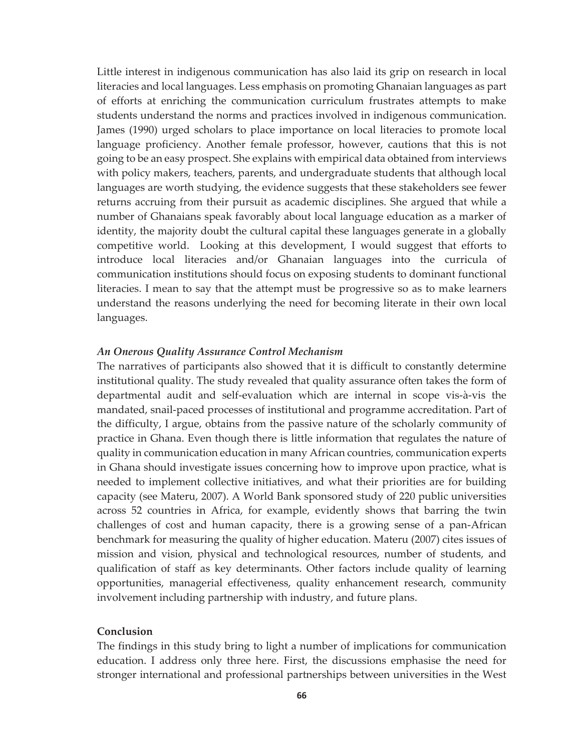Little interest in indigenous communication has also laid its grip on research in local literacies and local languages. Less emphasis on promoting Ghanaian languages as part of efforts at enriching the communication curriculum frustrates attempts to make students understand the norms and practices involved in indigenous communication. James (1990) urged scholars to place importance on local literacies to promote local language proficiency. Another female professor, however, cautions that this is not going to be an easy prospect. She explains with empirical data obtained from interviews with policy makers, teachers, parents, and undergraduate students that although local languages are worth studying, the evidence suggests that these stakeholders see fewer returns accruing from their pursuit as academic disciplines. She argued that while a number of Ghanaians speak favorably about local language education as a marker of identity, the majority doubt the cultural capital these languages generate in a globally competitive world. Looking at this development, I would suggest that efforts to introduce local literacies and/or Ghanaian languages into the curricula of communication institutions should focus on exposing students to dominant functional literacies. I mean to say that the attempt must be progressive so as to make learners understand the reasons underlying the need for becoming literate in their own local languages.

### *An Onerous Quality Assurance Control Mechanism*

The narratives of participants also showed that it is difficult to constantly determine institutional quality. The study revealed that quality assurance often takes the form of departmental audit and self-evaluation which are internal in scope vis-à-vis the mandated, snail-paced processes of institutional and programme accreditation. Part of the difficulty, I argue, obtains from the passive nature of the scholarly community of practice in Ghana. Even though there is little information that regulates the nature of quality in communication education in many African countries, communication experts in Ghana should investigate issues concerning how to improve upon practice, what is needed to implement collective initiatives, and what their priorities are for building capacity (see Materu, 2007). A World Bank sponsored study of 220 public universities across 52 countries in Africa, for example, evidently shows that barring the twin challenges of cost and human capacity, there is a growing sense of a pan-African benchmark for measuring the quality of higher education. Materu (2007) cites issues of mission and vision, physical and technological resources, number of students, and qualification of staff as key determinants. Other factors include quality of learning opportunities, managerial effectiveness, quality enhancement research, community involvement including partnership with industry, and future plans.

## Conclusion

The findings in this study bring to light a number of implications for communication education. I address only three here. First, the discussions emphasise the need for stronger international and professional partnerships between universities in the West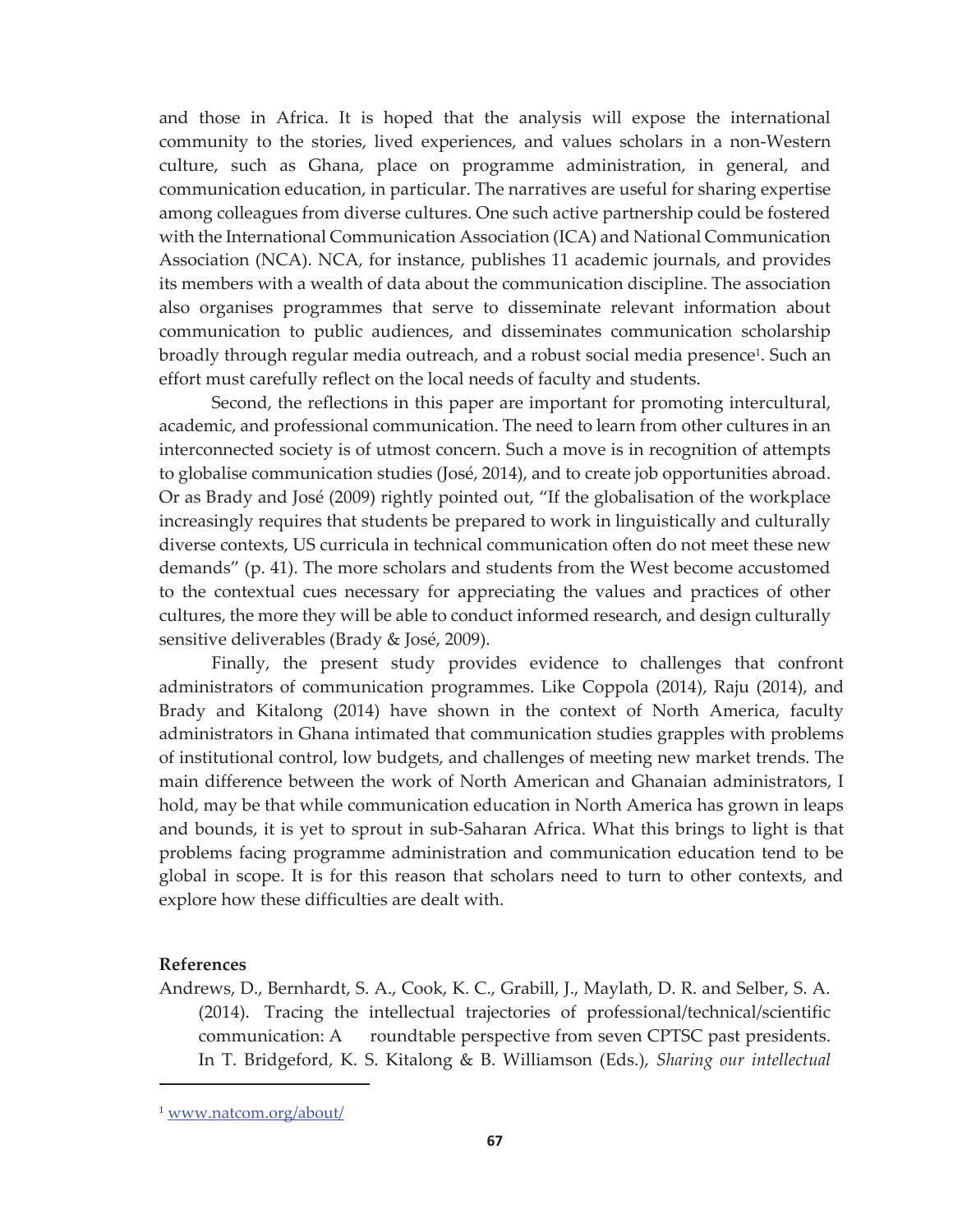and those in Africa. It is hoped that the analysis will expose the international community to the stories, lived experiences, and values scholars in a non-Western culture, such as Ghana, place on programme administration, in general, and communication education, in particular. The narratives are useful for sharing expertise among colleagues from diverse cultures. One such active partnership could be fostered with the International Communication Association (ICA) and National Communication Association (NCA). NCA, for instance, publishes 11 academic journals, and provides its members with a wealth of data about the communication discipline. The association also organises programmes that serve to disseminate relevant information about communication to public audiences, and disseminates communication scholarship broadly through regular media outreach, and a robust social media presence[1]. Such an effort must carefully reflect on the local needs of faculty and students.

Second, the reflections in this paper are important for promoting intercultural, academic, and professional communication. The need to learn from other cultures in an interconnected society is of utmost concern. Such a move is in recognition of attempts to globalise communication studies (José, 2014), and to create job opportunities abroad. Or as Brady and José (2009) rightly pointed out, "If the globalisation of the workplace increasingly requires that students be prepared to work in linguistically and culturally diverse contexts, US curricula in technical communication often do not meet these new demands" (p. 41). The more scholars and students from the West become accustomed to the contextual cues necessary for appreciating the values and practices of other cultures, the more they will be able to conduct informed research, and design culturally sensitive deliverables (Brady & José, 2009).

Finally, the present study provides evidence to challenges that confront administrators of communication programmes. Like Coppola (2014), Raju (2014), and Brady and Kitalong (2014) have shown in the context of North America, faculty administrators in Ghana intimated that communication studies grapples with problems of institutional control, low budgets, and challenges of meeting new market trends. The main difference between the work of North American and Ghanaian administrators, I hold, may be that while communication education in North America has grown in leaps and bounds, it is yet to sprout in sub-Saharan Africa. What this brings to light is that problems facing programme administration and communication education tend to be global in scope. It is for this reason that scholars need to turn to other contexts, and explore how these difficulties are dealt with.

**References**

Andrews, D., Bernhardt, S. A., Cook, K. C., Grabill, J., Maylath, D. R. and Selber, S. A. (2014). Tracing the intellectual trajectories of professional/technical/scientific communication: A roundtable perspective from seven CPTSC past presidents. In T. Bridgeford, K. S. Kitalong & B. Williamson (Eds.), *Sharing our intellectual*

[1] www.natcom.org/about/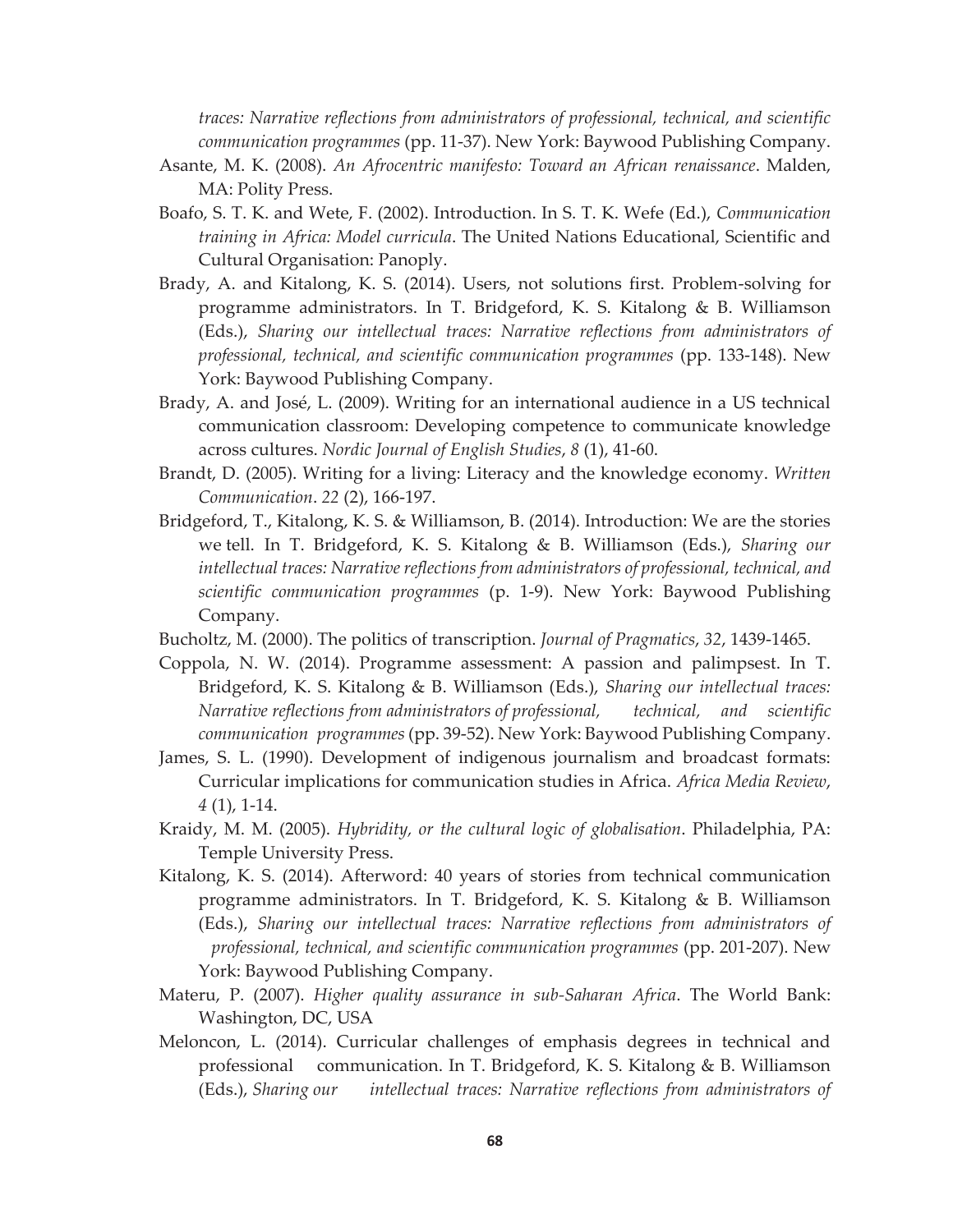*traces: Narrative reflections from administrators of professional, technical, and scientific communication programmes* (pp. 11-37). New York: Baywood Publishing Company.

Asante, M. K. (2008). *An Afrocentric manifesto: Toward an African renaissance*. Malden, MA: Polity Press.

Boafo, S. T. K. and Wete, F. (2002). Introduction. In S. T. K. Wefe (Ed.), *Communication training in Africa: Model curricula*. The United Nations Educational, Scientific and Cultural Organisation: Panoply.

Brady, A. and Kitalong, K. S. (2014). Users, not solutions first. Problem-solving for programme administrators. In T. Bridgeford, K. S. Kitalong & B. Williamson (Eds.), *Sharing our intellectual traces: Narrative reflections from administrators of professional, technical, and scientific communication programmes* (pp. 133-148). New York: Baywood Publishing Company.

Brady, A. and José, L. (2009). Writing for an international audience in a US technical communication classroom: Developing competence to communicate knowledge across cultures. *Nordic Journal of English Studies*, *8* (1), 41-60.

Brandt, D. (2005). Writing for a living: Literacy and the knowledge economy. *Written Communication*. *22* (2), 166-197.

Bridgeford, T., Kitalong, K. S. & Williamson, B. (2014). Introduction: We are the stories we tell. In T. Bridgeford, K. S. Kitalong & B. Williamson (Eds.), *Sharing our intellectual traces: Narrative reflections from administrators of professional, technical, and scientific communication programmes* (p. 1-9). New York: Baywood Publishing Company.

Bucholtz, M. (2000). The politics of transcription. *Journal of Pragmatics*, *32*, 1439-1465.

Coppola, N. W. (2014). Programme assessment: A passion and palimpsest. In T. Bridgeford, K. S. Kitalong & B. Williamson (Eds.), *Sharing our intellectual traces: Narrative reflections from administrators of professional, technical, and scientific communication programmes* (pp. 39-52). New York: Baywood Publishing Company.

James, S. L. (1990). Development of indigenous journalism and broadcast formats: Curricular implications for communication studies in Africa. *Africa Media Review*, *4* (1), 1-14.

Kraidy, M. M. (2005). *Hybridity, or the cultural logic of globalisation*. Philadelphia, PA: Temple University Press.

Kitalong, K. S. (2014). Afterword: 40 years of stories from technical communication programme administrators. In T. Bridgeford, K. S. Kitalong & B. Williamson (Eds.), *Sharing our intellectual traces: Narrative reflections from administrators of professional, technical, and scientific communication programmes* (pp. 201-207). New York: Baywood Publishing Company.

Materu, P. (2007). *Higher quality assurance in sub-Saharan Africa*. The World Bank: Washington, DC, USA

Meloncon, L. (2014). Curricular challenges of emphasis degrees in technical and professional communication. In T. Bridgeford, K. S. Kitalong & B. Williamson (Eds.), *Sharing our intellectual traces: Narrative reflections from administrators of*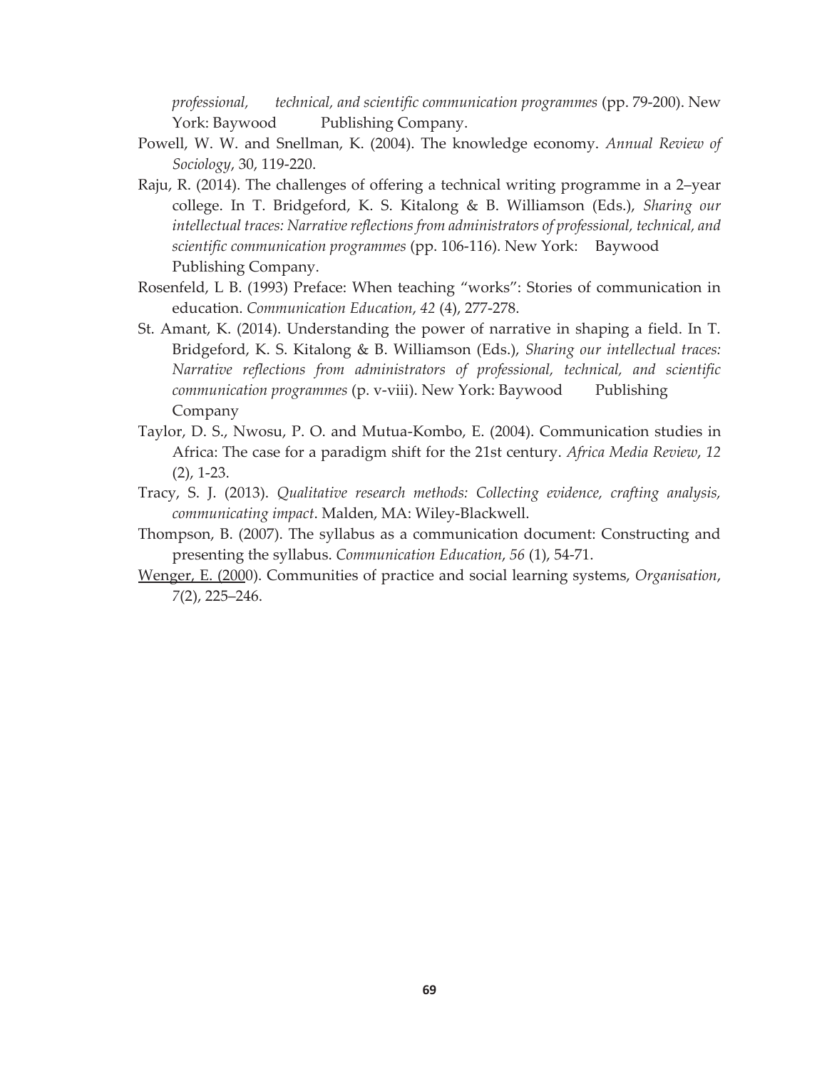*professional, technical, and scientific communication programmes* (pp. 79-200). New York: Baywood Publishing Company.

Powell, W. W. and Snellman, K. (2004). The knowledge economy. *Annual Review of Sociology*, 30, 119-220.

Raju, R. (2014). The challenges of offering a technical writing programme in a 2–year college. In T. Bridgeford, K. S. Kitalong & B. Williamson (Eds.), *Sharing our intellectual traces: Narrative reflections from administrators of professional, technical, and scientific communication programmes* (pp. 106-116). New York: Baywood Publishing Company.

Rosenfeld, L B. (1993) Preface: When teaching "works": Stories of communication in education. *Communication Education*, *42* (4), 277-278.

St. Amant, K. (2014). Understanding the power of narrative in shaping a field. In T. Bridgeford, K. S. Kitalong & B. Williamson (Eds.), *Sharing our intellectual traces: Narrative reflections from administrators of professional, technical, and scientific communication programmes* (p. v-viii). New York: Baywood Publishing Company

Taylor, D. S., Nwosu, P. O. and Mutua-Kombo, E. (2004). Communication studies in Africa: The case for a paradigm shift for the 21st century. *Africa Media Review*, *12* (2), 1-23.

Tracy, S. J. (2013). *Qualitative research methods: Collecting evidence, crafting analysis, communicating impact*. Malden, MA: Wiley-Blackwell.

Thompson, B. (2007). The syllabus as a communication document: Constructing and presenting the syllabus. *Communication Education*, *56* (1), 54-71.

Wenger, E. (2000). Communities of practice and social learning systems, *Organisation*, *7*(2), 225–246.